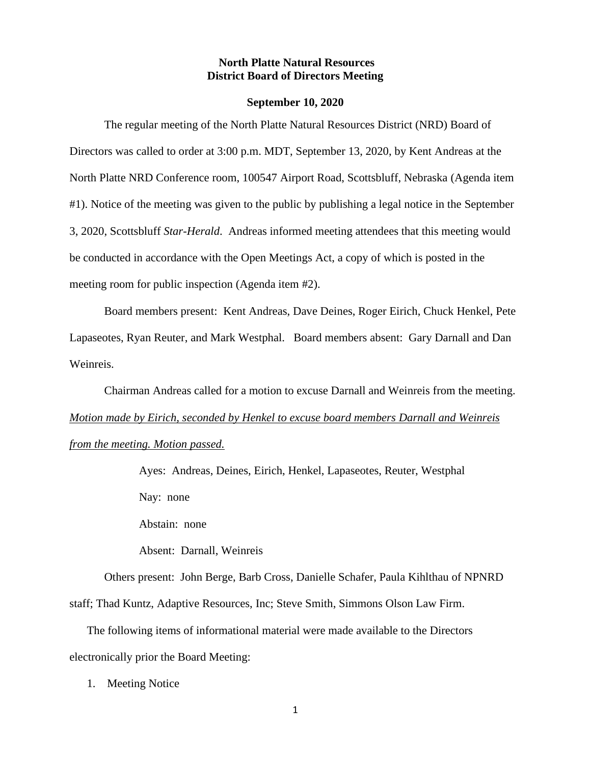**North Platte Natural Resources District Board of Directors Meeting**

**September 10, 2020**

The regular meeting of the North Platte Natural Resources District (NRD) Board of Directors was called to order at 3:00 p.m. MDT, September 13, 2020, by Kent Andreas at the North Platte NRD Conference room, 100547 Airport Road, Scottsbluff, Nebraska (Agenda item #1). Notice of the meeting was given to the public by publishing a legal notice in the September 3, 2020, Scottsbluff *Star-Herald*. Andreas informed meeting attendees that this meeting would be conducted in accordance with the Open Meetings Act, a copy of which is posted in the meeting room for public inspection (Agenda item #2).

Board members present: Kent Andreas, Dave Deines, Roger Eirich, Chuck Henkel, Pete Lapaseotes, Ryan Reuter, and Mark Westphal. Board members absent: Gary Darnall and Dan Weinreis.

Chairman Andreas called for a motion to excuse Darnall and Weinreis from the meeting. *Motion made by Eirich, seconded by Henkel to excuse board members Darnall and Weinreis from the meeting. Motion passed.*

Ayes: Andreas, Deines, Eirich, Henkel, Lapaseotes, Reuter, Westphal

Nay: none

Abstain: none

Absent: Darnall, Weinreis

Others present: John Berge, Barb Cross, Danielle Schafer, Paula Kihlthau of NPNRD staff; Thad Kuntz, Adaptive Resources, Inc; Steve Smith, Simmons Olson Law Firm.

The following items of informational material were made available to the Directors electronically prior the Board Meeting:

1. Meeting Notice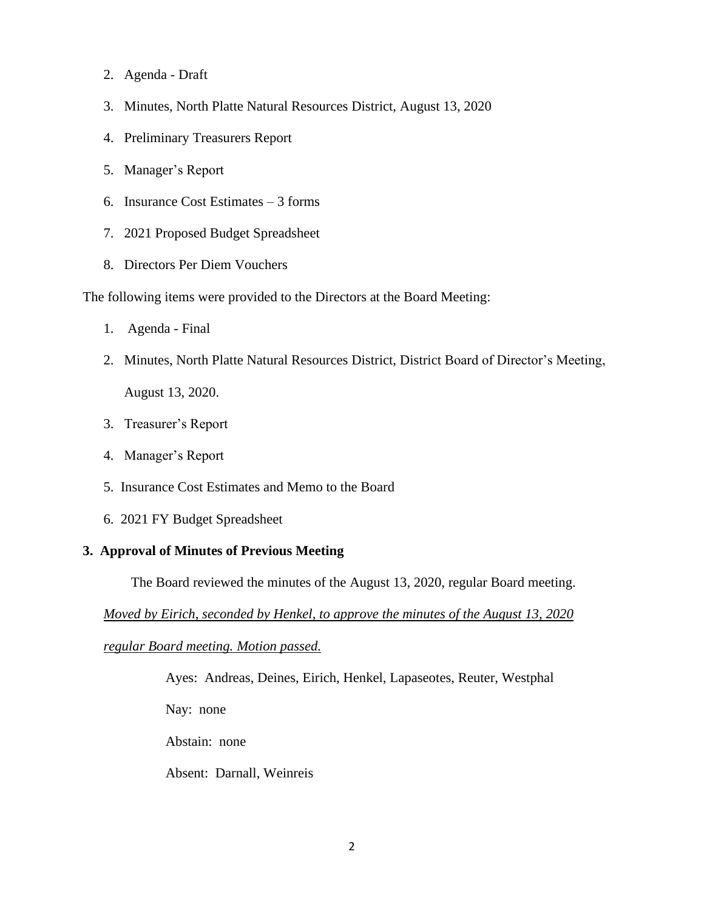2. Agenda - Draft
3. Minutes, North Platte Natural Resources District, August 13, 2020
4. Preliminary Treasurers Report
5. Manager's Report
6. Insurance Cost Estimates – 3 forms
7. 2021 Proposed Budget Spreadsheet
8. Directors Per Diem Vouchers

The following items were provided to the Directors at the Board Meeting:

1. Agenda - Final
2. Minutes, North Platte Natural Resources District, District Board of Director's Meeting, August 13, 2020.
3. Treasurer's Report
4. Manager's Report
5. Insurance Cost Estimates and Memo to the Board
6. 2021 FY Budget Spreadsheet

**3. Approval of Minutes of Previous Meeting**

The Board reviewed the minutes of the August 13, 2020, regular Board meeting.

<u>*Moved by Eirich, seconded by Henkel, to approve the minutes of the August 13, 2020 regular Board meeting. Motion passed.*</u>

Ayes: Andreas, Deines, Eirich, Henkel, Lapaseotes, Reuter, Westphal

Nay: none

Abstain: none

Absent: Darnall, Weinreis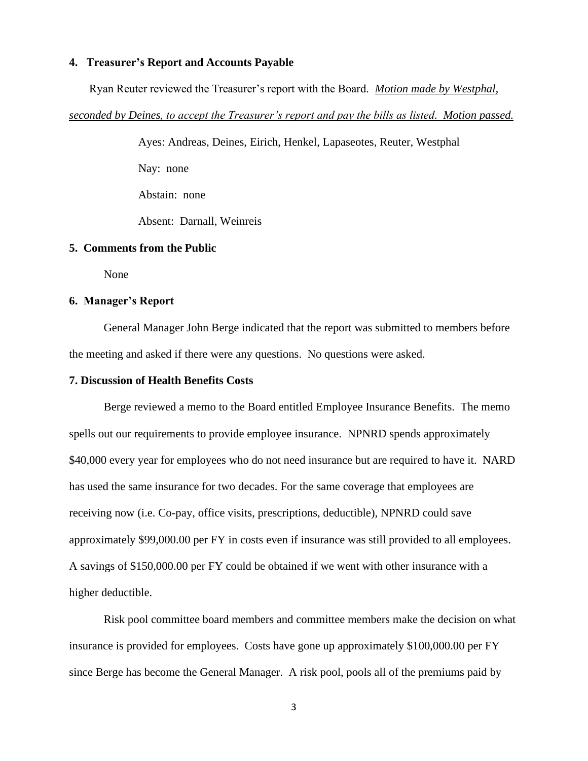**4. Treasurer's Report and Accounts Payable**

Ryan Reuter reviewed the Treasurer's report with the Board. *Motion made by Westphal, seconded by Deines, to accept the Treasurer's report and pay the bills as listed. Motion passed.*

Ayes: Andreas, Deines, Eirich, Henkel, Lapaseotes, Reuter, Westphal

Nay: none

Abstain: none

Absent: Darnall, Weinreis

**5. Comments from the Public**

None

**6. Manager's Report**

General Manager John Berge indicated that the report was submitted to members before the meeting and asked if there were any questions. No questions were asked.

**7. Discussion of Health Benefits Costs**

Berge reviewed a memo to the Board entitled Employee Insurance Benefits. The memo spells out our requirements to provide employee insurance. NPNRD spends approximately $40,000 every year for employees who do not need insurance but are required to have it. NARD has used the same insurance for two decades. For the same coverage that employees are receiving now (i.e. Co-pay, office visits, prescriptions, deductible), NPNRD could save approximately $99,000.00 per FY in costs even if insurance was still provided to all employees. A savings of $150,000.00 per FY could be obtained if we went with other insurance with a higher deductible.

Risk pool committee board members and committee members make the decision on what insurance is provided for employees. Costs have gone up approximately $100,000.00 per FY since Berge has become the General Manager. A risk pool, pools all of the premiums paid by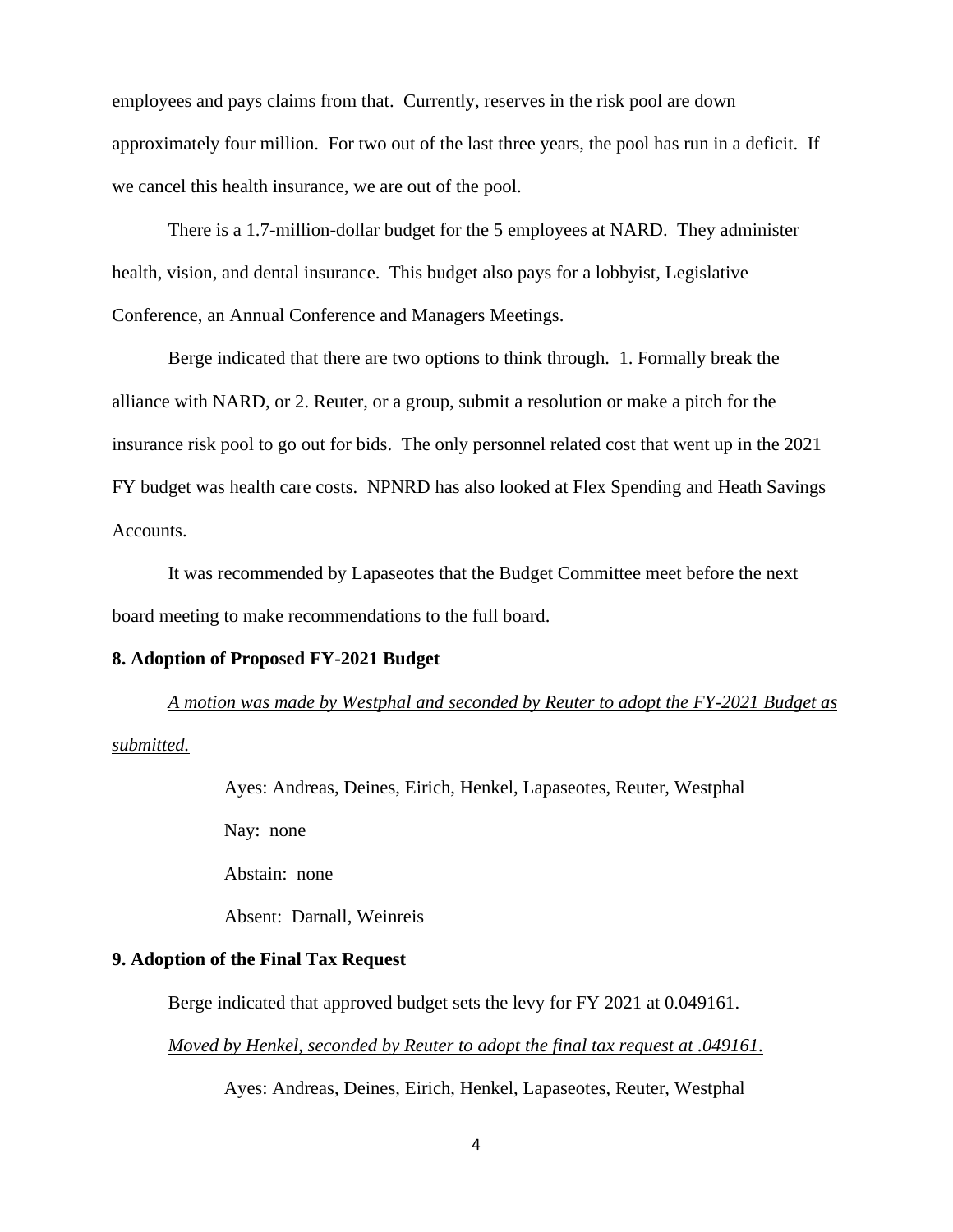employees and pays claims from that. Currently, reserves in the risk pool are down approximately four million. For two out of the last three years, the pool has run in a deficit. If we cancel this health insurance, we are out of the pool.

There is a 1.7-million-dollar budget for the 5 employees at NARD. They administer health, vision, and dental insurance. This budget also pays for a lobbyist, Legislative Conference, an Annual Conference and Managers Meetings.

Berge indicated that there are two options to think through. 1. Formally break the alliance with NARD, or 2. Reuter, or a group, submit a resolution or make a pitch for the insurance risk pool to go out for bids. The only personnel related cost that went up in the 2021 FY budget was health care costs. NPNRD has also looked at Flex Spending and Heath Savings Accounts.

It was recommended by Lapaseotes that the Budget Committee meet before the next board meeting to make recommendations to the full board.

**8. Adoption of Proposed FY-2021 Budget**

*A motion was made by Westphal and seconded by Reuter to adopt the FY-2021 Budget as submitted.*

Ayes: Andreas, Deines, Eirich, Henkel, Lapaseotes, Reuter, Westphal

Nay: none

Abstain: none

Absent: Darnall, Weinreis

**9. Adoption of the Final Tax Request**

Berge indicated that approved budget sets the levy for FY 2021 at 0.049161.

*Moved by Henkel, seconded by Reuter to adopt the final tax request at .049161.*

Ayes: Andreas, Deines, Eirich, Henkel, Lapaseotes, Reuter, Westphal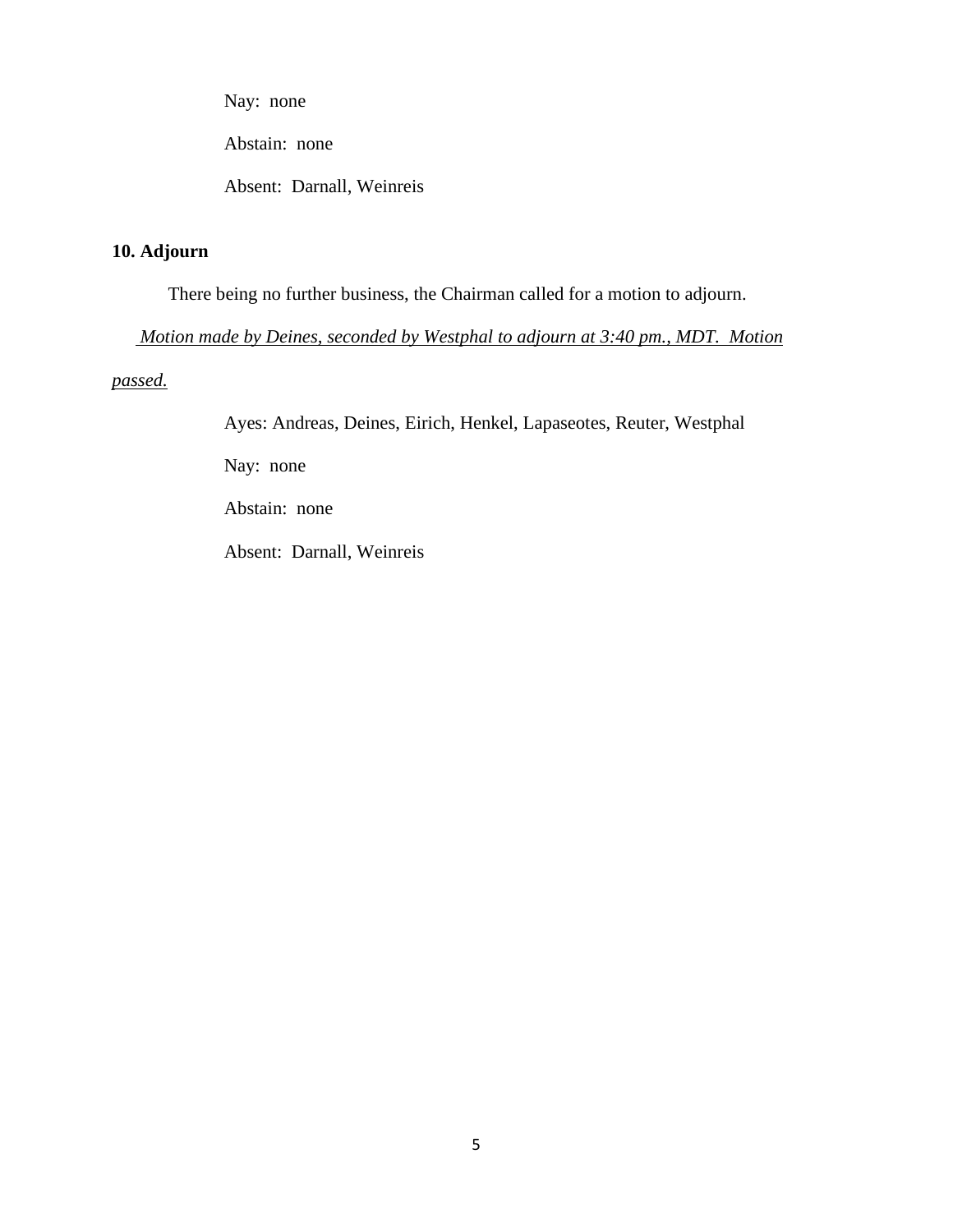Nay: none

Abstain: none

Absent: Darnall, Weinreis

**10. Adjourn**

There being no further business, the Chairman called for a motion to adjourn.

*Motion made by Deines, seconded by Westphal to adjourn at 3:40 pm., MDT. Motion passed.*

Ayes: Andreas, Deines, Eirich, Henkel, Lapaseotes, Reuter, Westphal

Nay: none

Abstain: none

Absent: Darnall, Weinreis